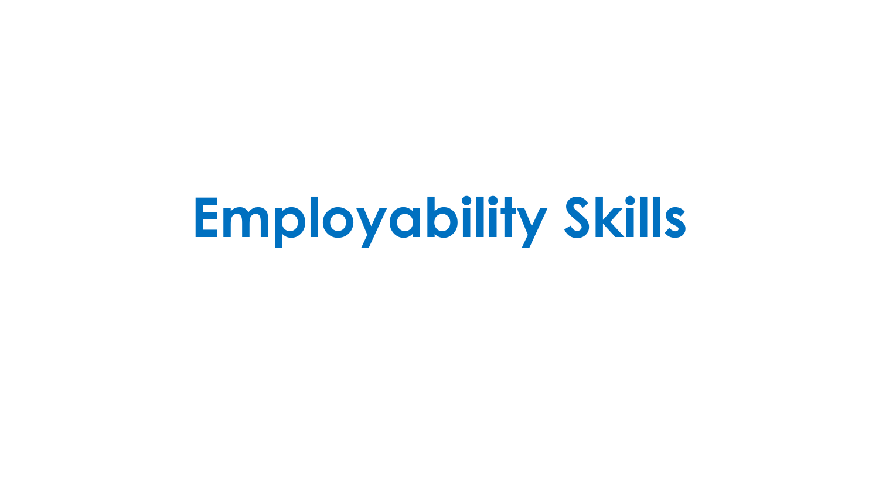# Employability Skills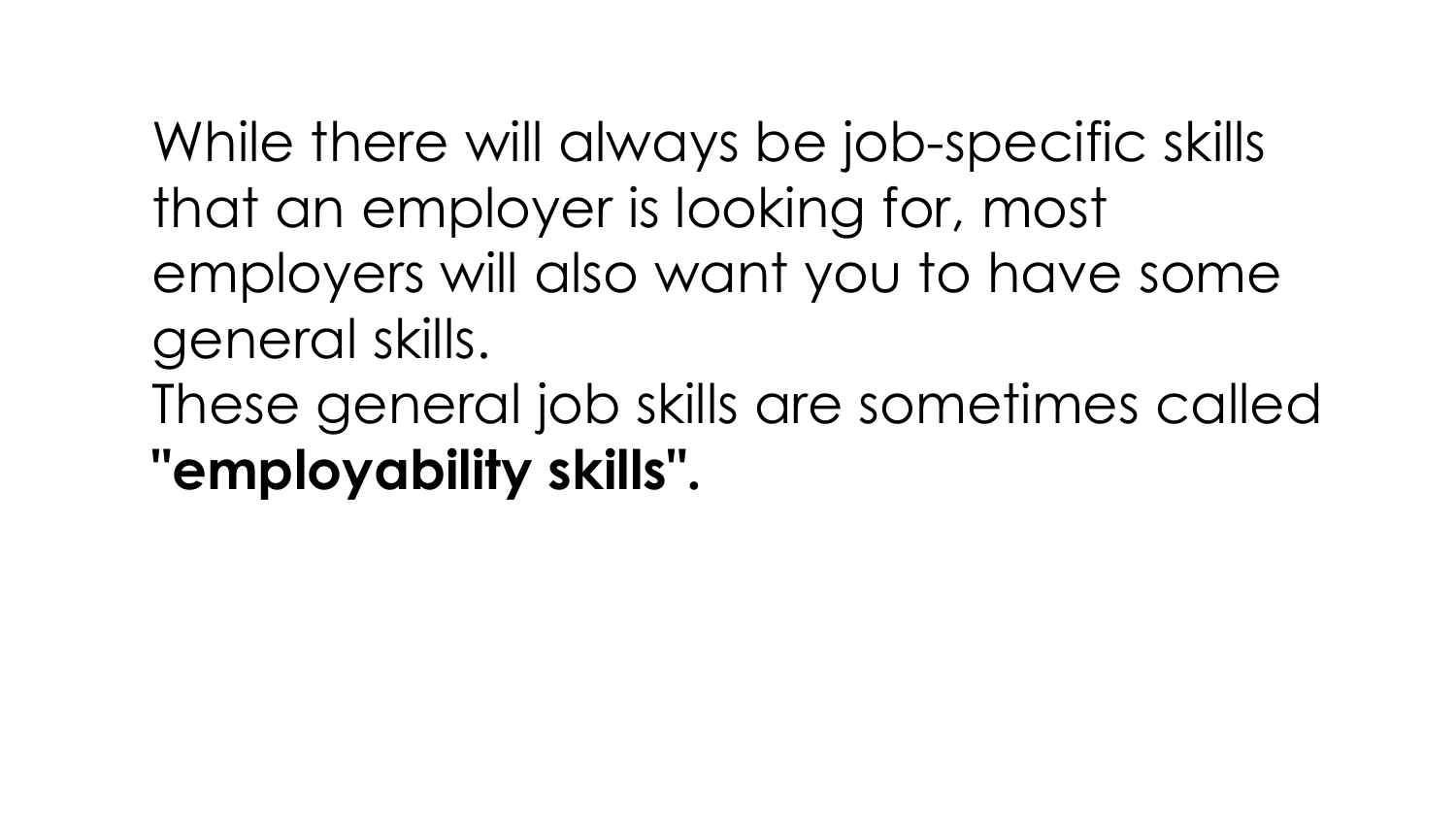While there will always be job-specific skills that an employer is looking for, most employers will also want you to have some general skills.
These general job skills are sometimes called **"employability skills".**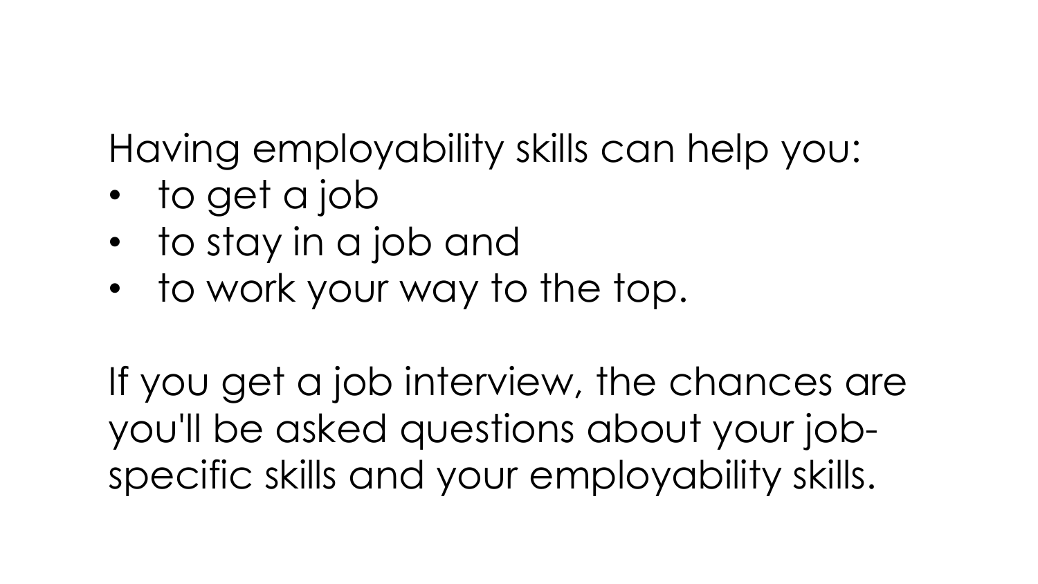Having employability skills can help you:

- to get a job
- to stay in a job and
- to work your way to the top.

If you get a job interview, the chances are you'll be asked questions about your job-specific skills and your employability skills.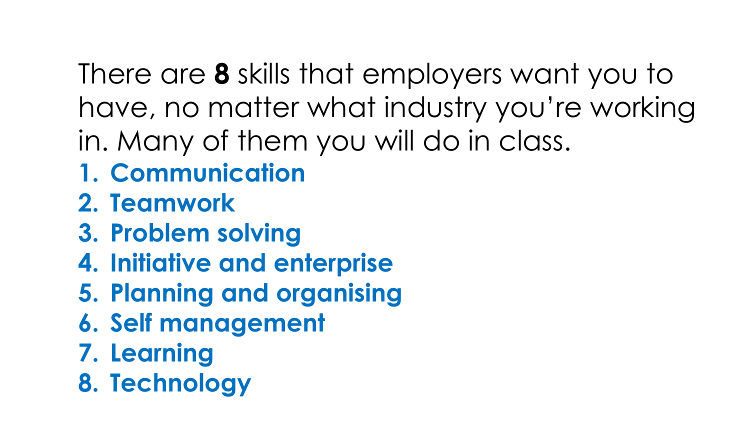There are **8** skills that employers want you to have, no matter what industry you're working in. Many of them you will do in class.

1. **Communication**
2. **Teamwork**
3. **Problem solving**
4. **Initiative and enterprise**
5. **Planning and organising**
6. **Self management**
7. **Learning**
8. **Technology**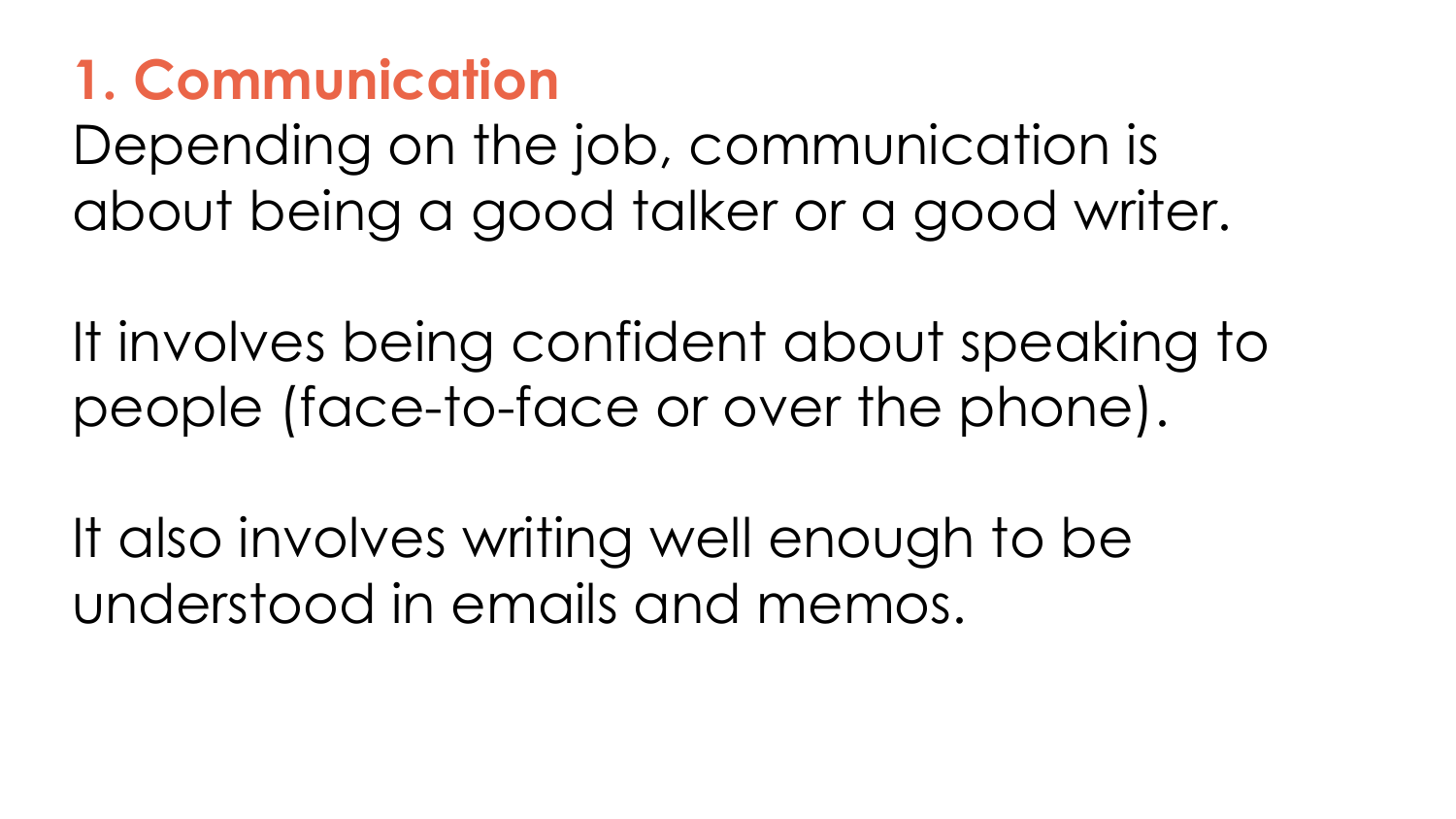## 1. Communication

Depending on the job, communication is about being a good talker or a good writer.

It involves being confident about speaking to people (face-to-face or over the phone).

It also involves writing well enough to be understood in emails and memos.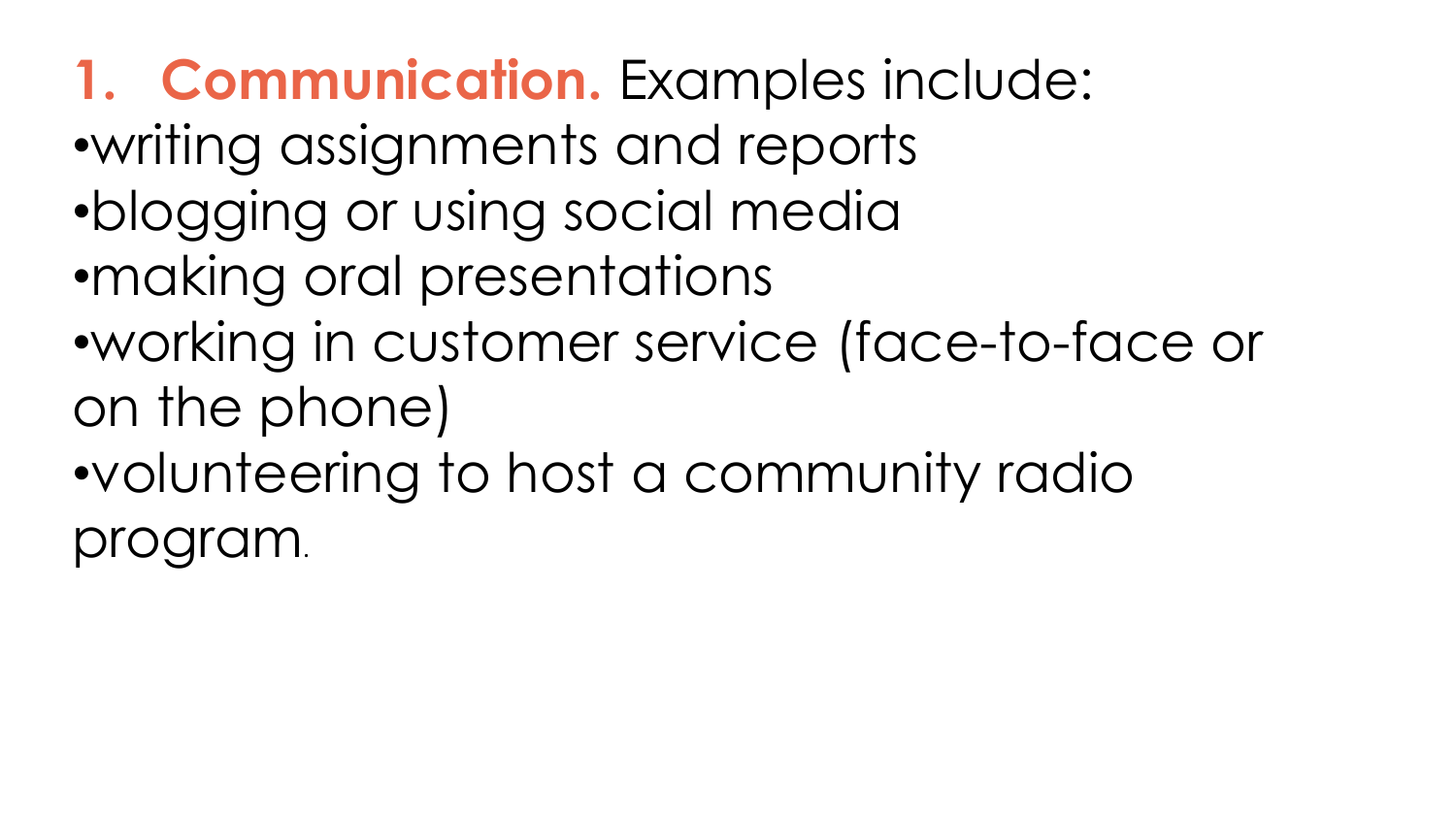1. **Communication.** Examples include:

- writing assignments and reports
- blogging or using social media
- making oral presentations
- working in customer service (face-to-face or on the phone)
- volunteering to host a community radio program.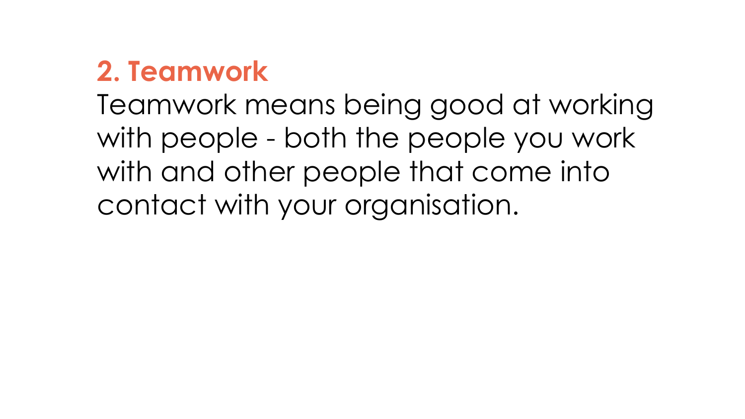## 2. Teamwork

Teamwork means being good at working with people - both the people you work with and other people that come into contact with your organisation.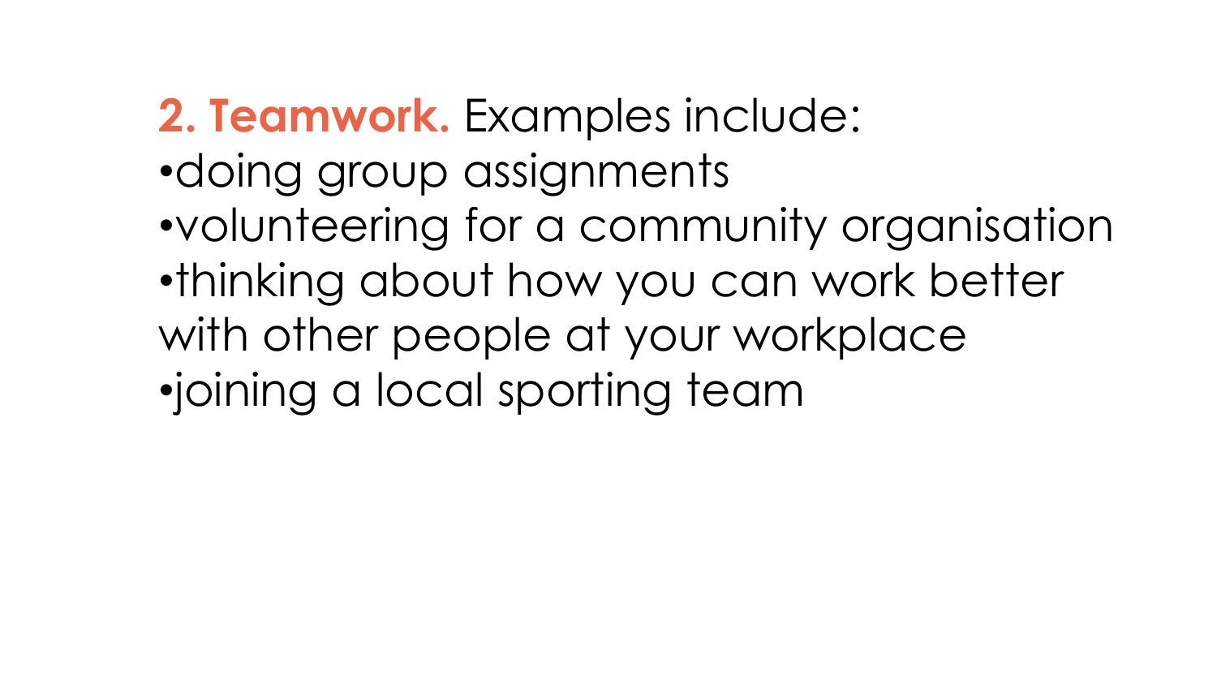**2. Teamwork.** Examples include:

- doing group assignments
- volunteering for a community organisation
- thinking about how you can work better with other people at your workplace
- joining a local sporting team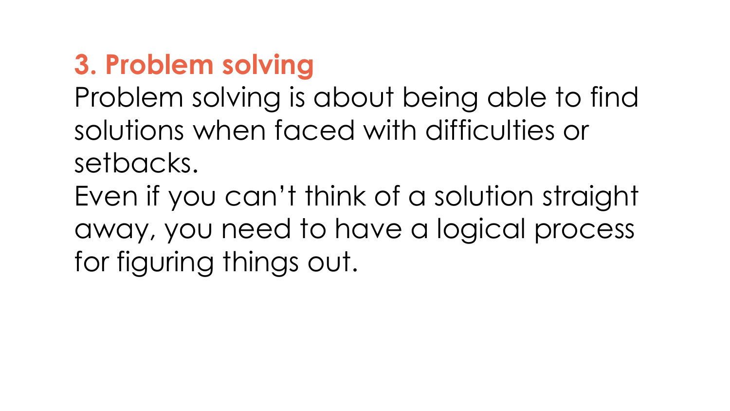## 3. Problem solving

Problem solving is about being able to find solutions when faced with difficulties or setbacks.

Even if you can't think of a solution straight away, you need to have a logical process for figuring things out.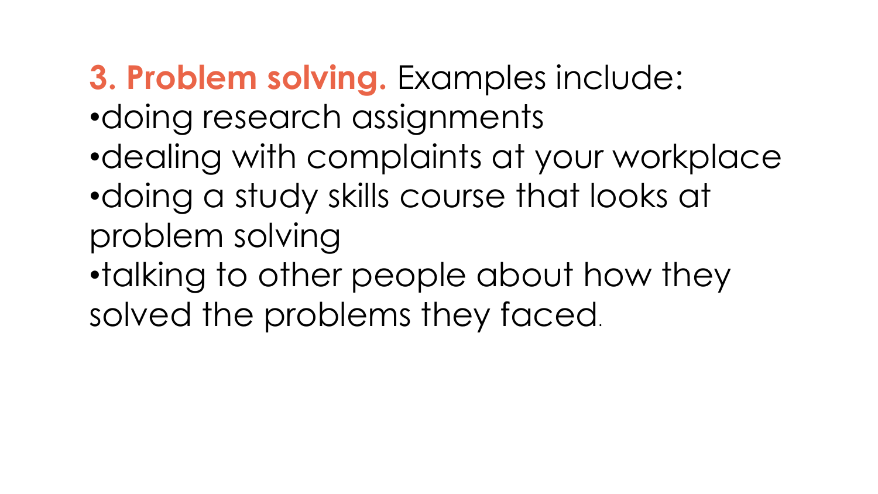**3. Problem solving.** Examples include:

- doing research assignments
- dealing with complaints at your workplace
- doing a study skills course that looks at problem solving
- talking to other people about how they solved the problems they faced.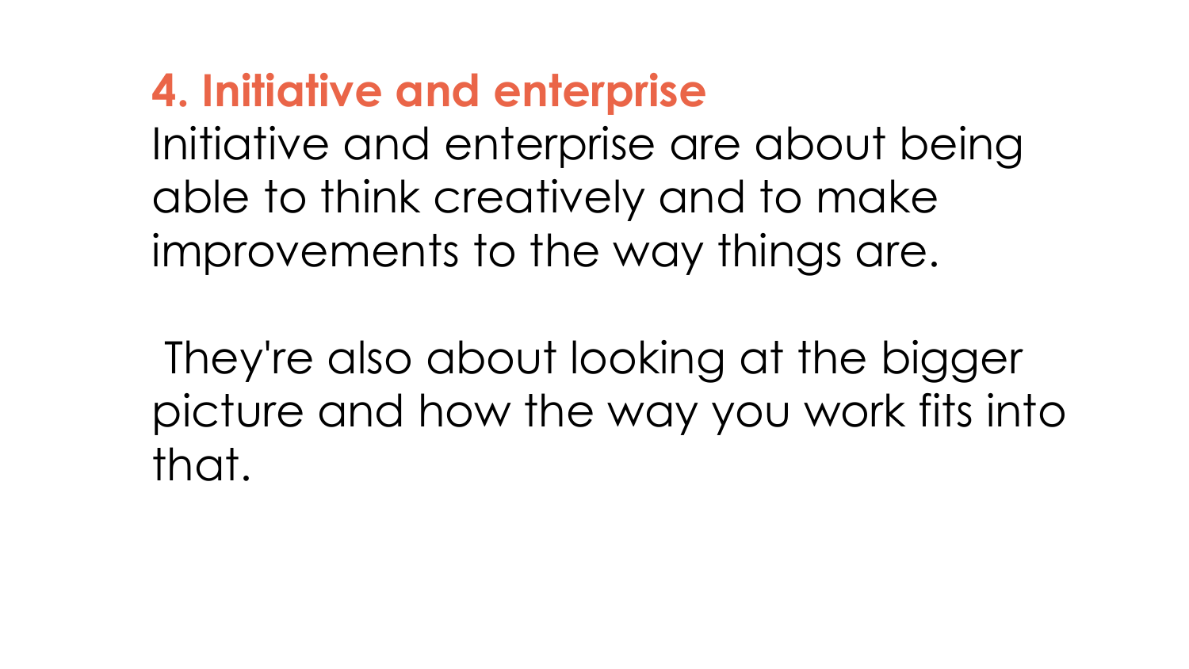## 4. Initiative and enterprise

Initiative and enterprise are about being able to think creatively and to make improvements to the way things are.

They're also about looking at the bigger picture and how the way you work fits into that.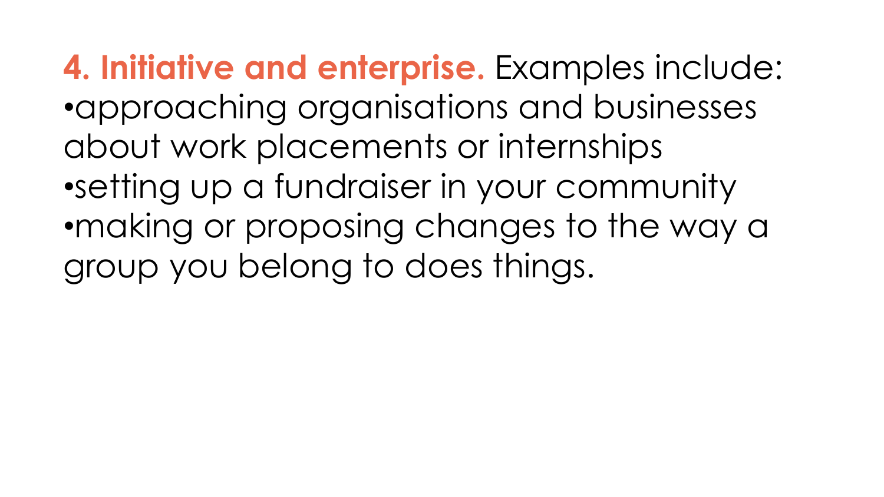**4. Initiative and enterprise.** Examples include:

- approaching organisations and businesses about work placements or internships
- setting up a fundraiser in your community
- making or proposing changes to the way a group you belong to does things.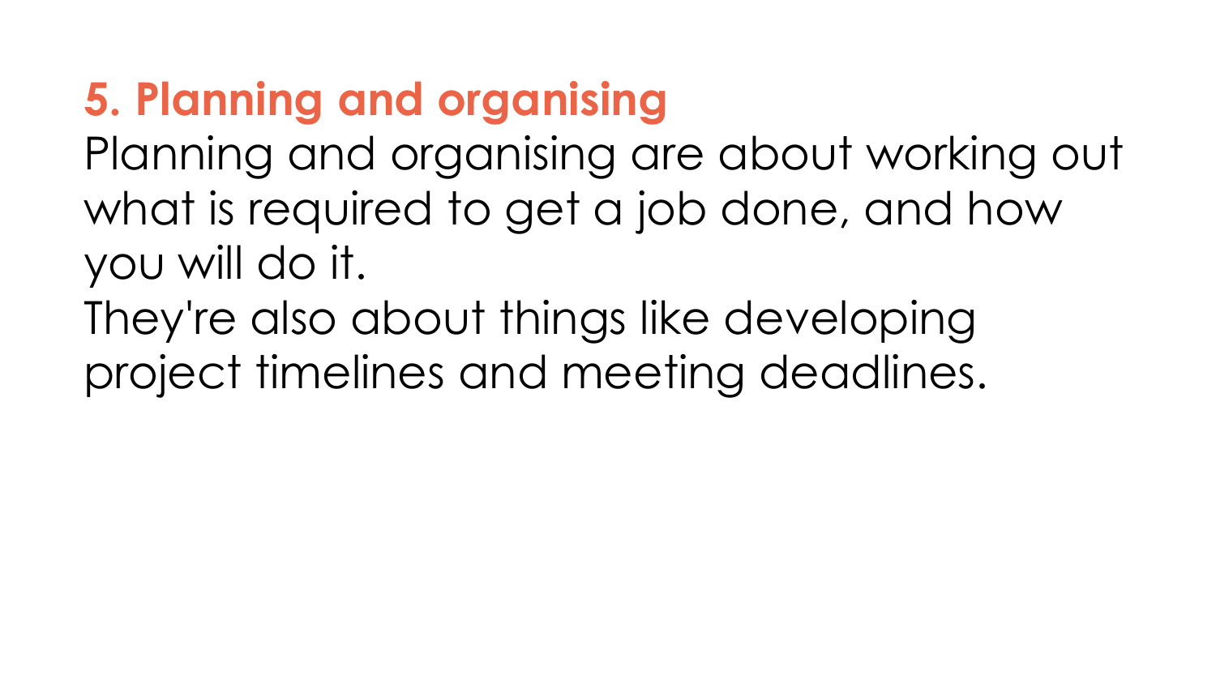## 5. Planning and organising

Planning and organising are about working out what is required to get a job done, and how you will do it.

They're also about things like developing project timelines and meeting deadlines.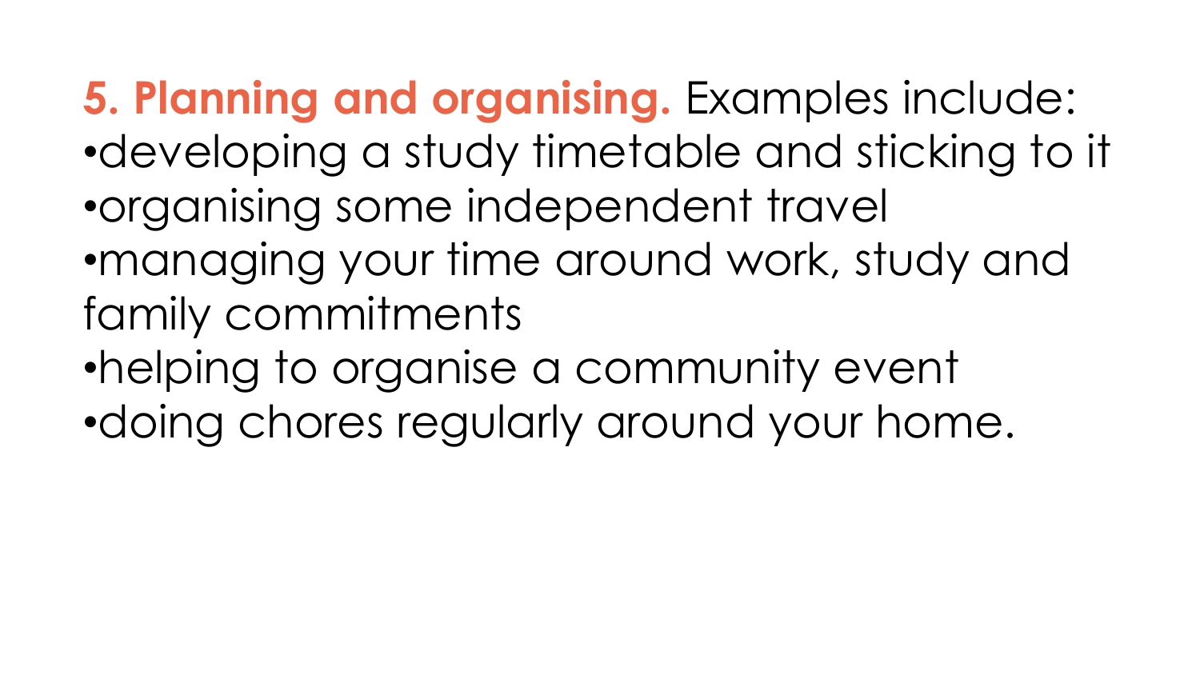**5. Planning and organising.** Examples include:

- developing a study timetable and sticking to it
- organising some independent travel
- managing your time around work, study and family commitments
- helping to organise a community event
- doing chores regularly around your home.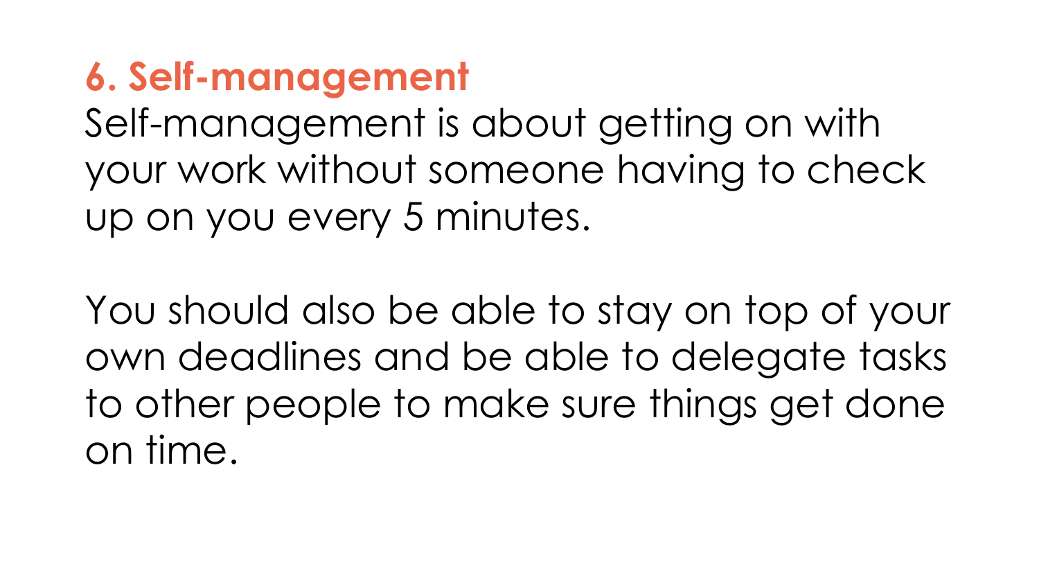## 6. Self-management

Self-management is about getting on with your work without someone having to check up on you every 5 minutes.

You should also be able to stay on top of your own deadlines and be able to delegate tasks to other people to make sure things get done on time.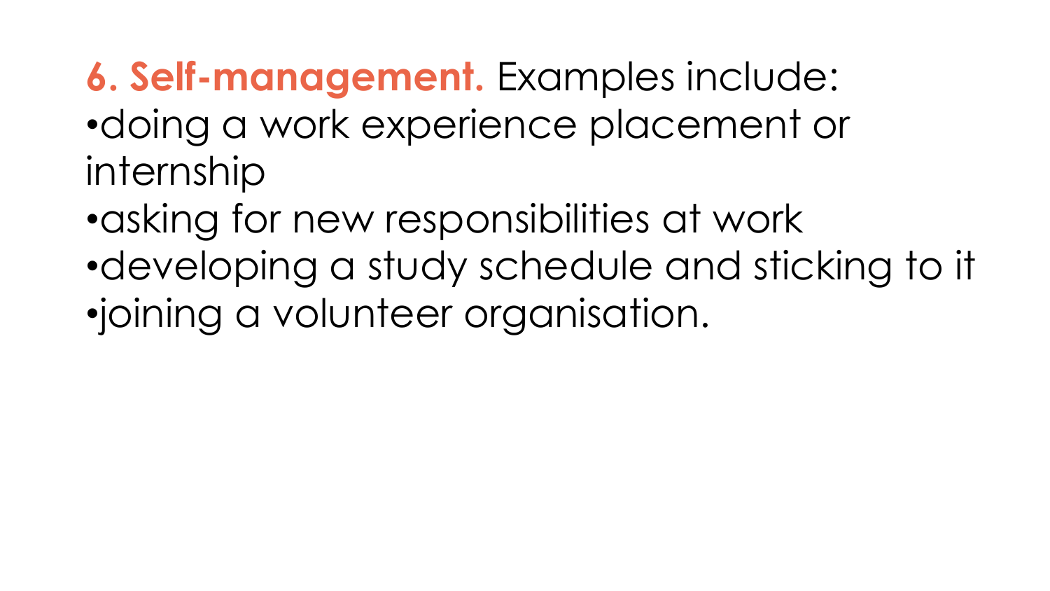**6. Self-management.** Examples include:

- doing a work experience placement or internship
- asking for new responsibilities at work
- developing a study schedule and sticking to it
- joining a volunteer organisation.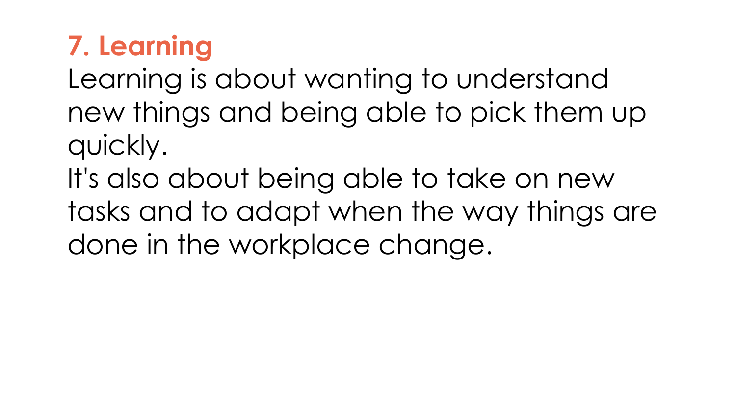## 7. Learning

Learning is about wanting to understand new things and being able to pick them up quickly.

It's also about being able to take on new tasks and to adapt when the way things are done in the workplace change.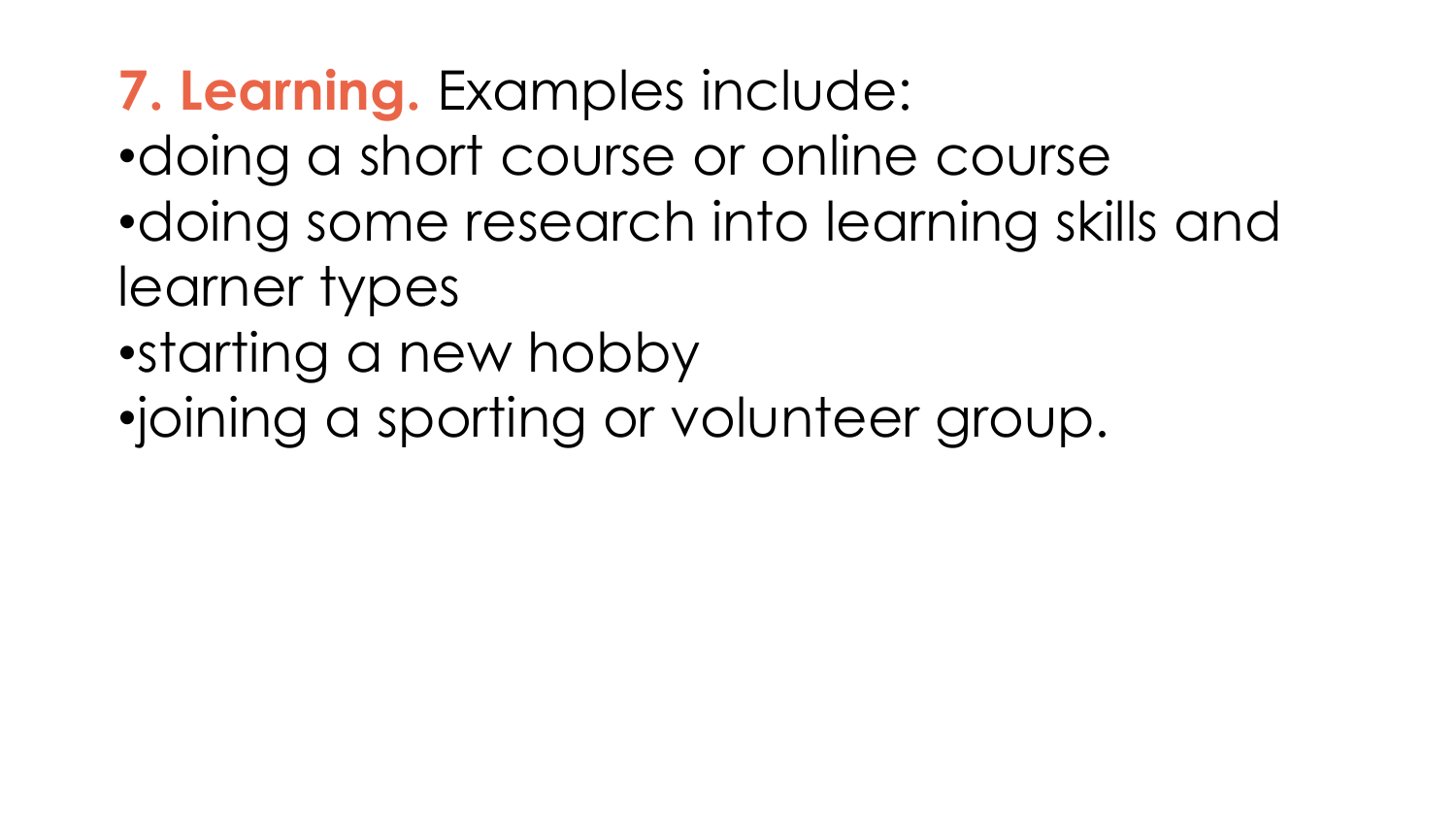**7. Learning.** Examples include:

- doing a short course or online course
- doing some research into learning skills and learner types
- starting a new hobby
- joining a sporting or volunteer group.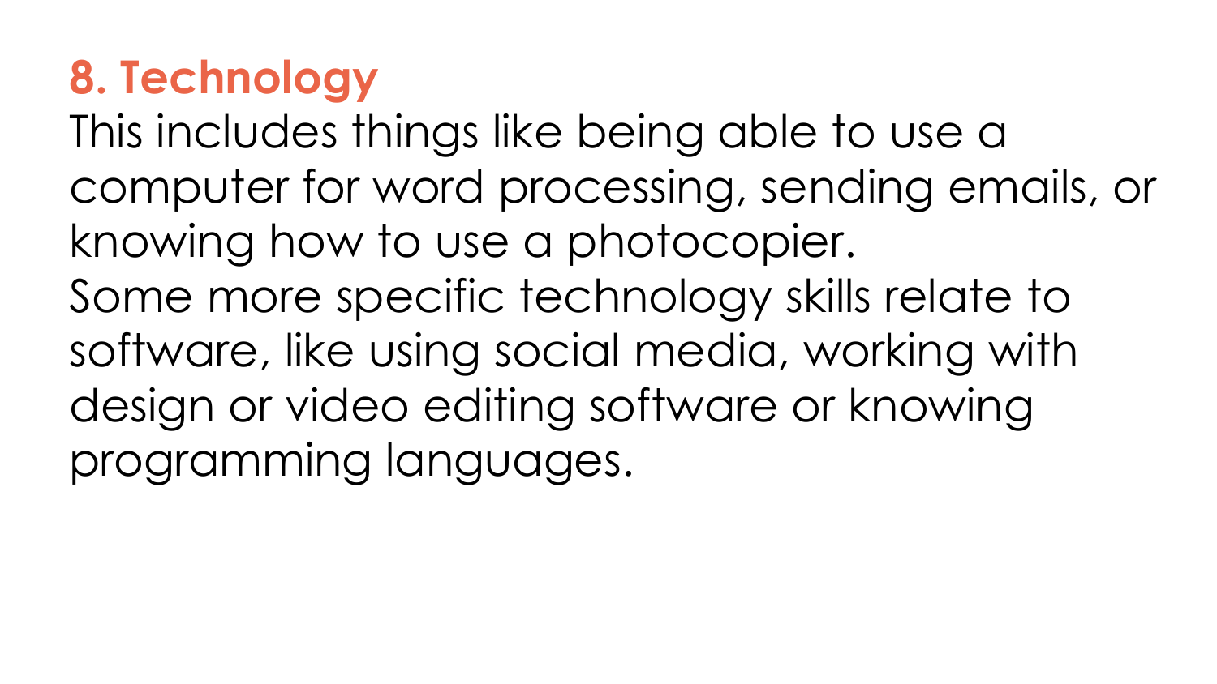## 8. Technology

This includes things like being able to use a computer for word processing, sending emails, or knowing how to use a photocopier.
Some more specific technology skills relate to software, like using social media, working with design or video editing software or knowing programming languages.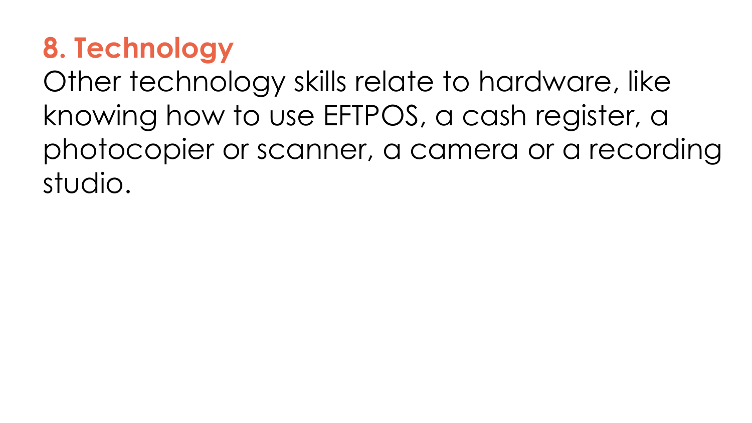## 8. Technology

Other technology skills relate to hardware, like knowing how to use EFTPOS, a cash register, a photocopier or scanner, a camera or a recording studio.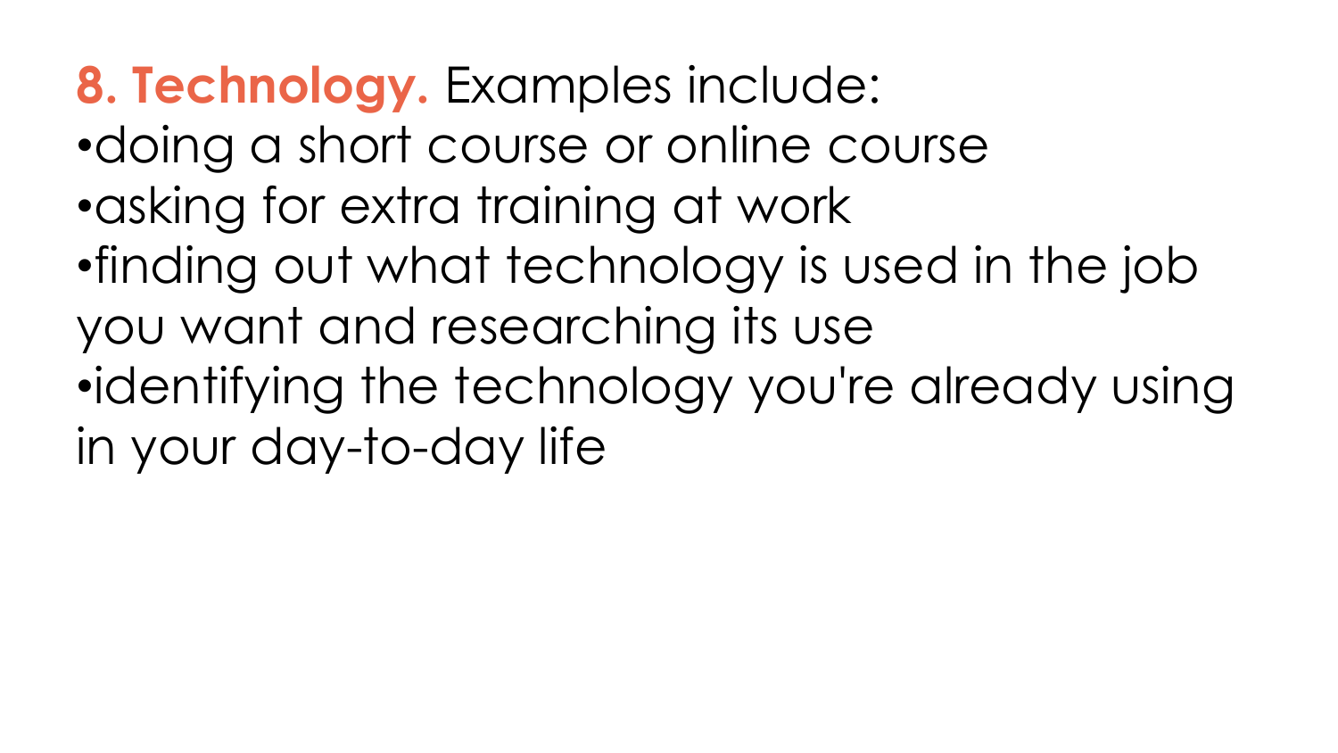**8. Technology.** Examples include:

- doing a short course or online course
- asking for extra training at work
- finding out what technology is used in the job you want and researching its use
- identifying the technology you're already using in your day-to-day life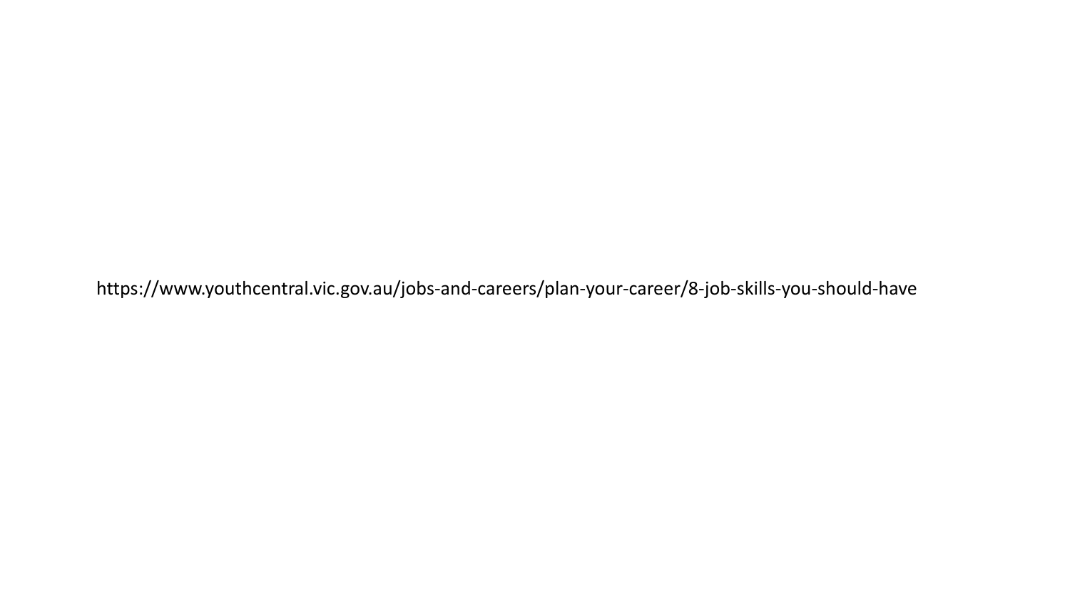https://www.youthcentral.vic.gov.au/jobs-and-careers/plan-your-career/8-job-skills-you-should-have